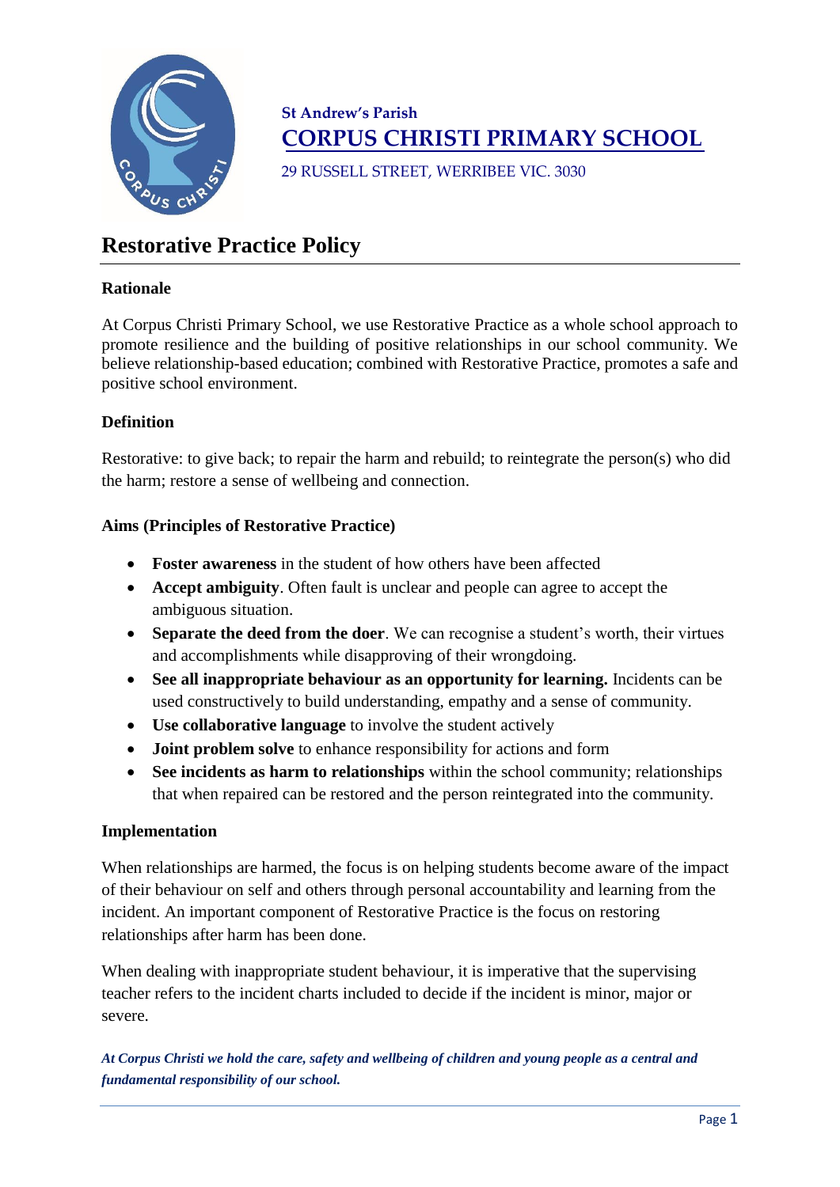St Andrew's Parish

**CORPUS CHRISTI PRIMARY SCHOOL**

29 RUSSELL STREET, WERRIBEE VIC. 3030

# Restorative Practice Policy

**Rationale**

At Corpus Christi Primary School, we use Restorative Practice as a whole school approach to promote resilience and the building of positive relationships in our school community. We believe relationship-based education; combined with Restorative Practice, promotes a safe and positive school environment.

**Definition**

Restorative: to give back; to repair the harm and rebuild; to reintegrate the person(s) who did the harm; restore a sense of wellbeing and connection.

**Aims (Principles of Restorative Practice)**

- **Foster awareness** in the student of how others have been affected
- **Accept ambiguity**. Often fault is unclear and people can agree to accept the ambiguous situation.
- **Separate the deed from the doer**. We can recognise a student's worth, their virtues and accomplishments while disapproving of their wrongdoing.
- **See all inappropriate behaviour as an opportunity for learning.** Incidents can be used constructively to build understanding, empathy and a sense of community.
- **Use collaborative language** to involve the student actively
- **Joint problem solve** to enhance responsibility for actions and form
- **See incidents as harm to relationships** within the school community; relationships that when repaired can be restored and the person reintegrated into the community.

**Implementation**

When relationships are harmed, the focus is on helping students become aware of the impact of their behaviour on self and others through personal accountability and learning from the incident. An important component of Restorative Practice is the focus on restoring relationships after harm has been done.

When dealing with inappropriate student behaviour, it is imperative that the supervising teacher refers to the incident charts included to decide if the incident is minor, major or severe.

***At Corpus Christi we hold the care, safety and wellbeing of children and young people as a central and fundamental responsibility of our school.***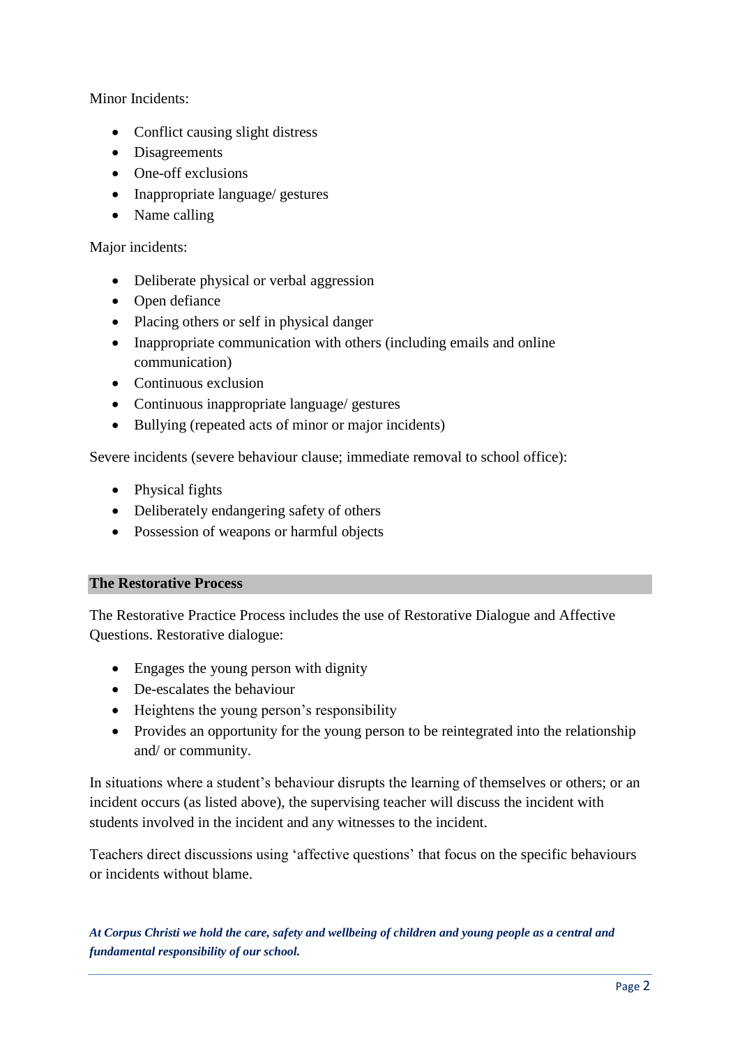Minor Incidents:

- Conflict causing slight distress
- Disagreements
- One-off exclusions
- Inappropriate language/ gestures
- Name calling

Major incidents:

- Deliberate physical or verbal aggression
- Open defiance
- Placing others or self in physical danger
- Inappropriate communication with others (including emails and online communication)
- Continuous exclusion
- Continuous inappropriate language/ gestures
- Bullying (repeated acts of minor or major incidents)

Severe incidents (severe behaviour clause; immediate removal to school office):

- Physical fights
- Deliberately endangering safety of others
- Possession of weapons or harmful objects

## The Restorative Process

The Restorative Practice Process includes the use of Restorative Dialogue and Affective Questions. Restorative dialogue:

- Engages the young person with dignity
- De-escalates the behaviour
- Heightens the young person's responsibility
- Provides an opportunity for the young person to be reintegrated into the relationship and/ or community.

In situations where a student's behaviour disrupts the learning of themselves or others; or an incident occurs (as listed above), the supervising teacher will discuss the incident with students involved in the incident and any witnesses to the incident.

Teachers direct discussions using 'affective questions' that focus on the specific behaviours or incidents without blame.

***At Corpus Christi we hold the care, safety and wellbeing of children and young people as a central and fundamental responsibility of our school.***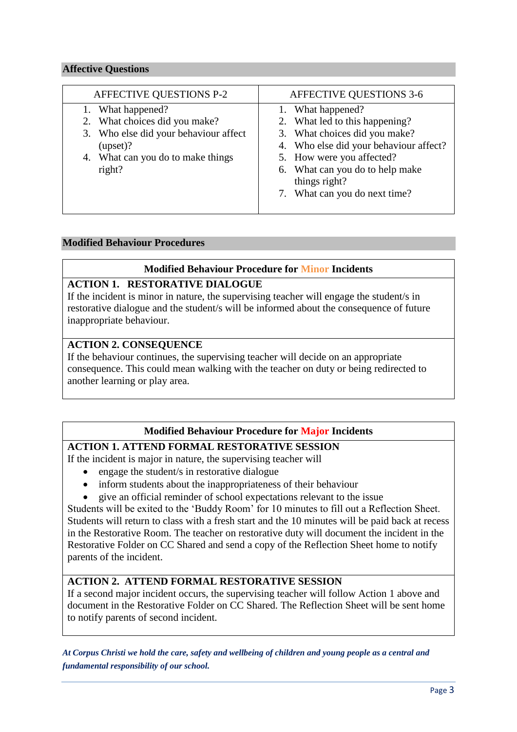## Affective Questions

| AFFECTIVE QUESTIONS P-2 | AFFECTIVE QUESTIONS 3-6 |
|---|---|
| 1. What happened?<br>2. What choices did you make?<br>3. Who else did your behaviour affect (upset)?<br>4. What can you do to make things right? | 1. What happened?<br>2. What led to this happening?<br>3. What choices did you make?<br>4. Who else did your behaviour affect?<br>5. How were you affected?<br>6. What can you do to help make things right?<br>7. What can you do next time? |

## Modified Behaviour Procedures

### Modified Behaviour Procedure for Minor Incidents

**ACTION 1. RESTORATIVE DIALOGUE**

If the incident is minor in nature, the supervising teacher will engage the student/s in restorative dialogue and the student/s will be informed about the consequence of future inappropriate behaviour.

**ACTION 2. CONSEQUENCE**

If the behaviour continues, the supervising teacher will decide on an appropriate consequence. This could mean walking with the teacher on duty or being redirected to another learning or play area.

### Modified Behaviour Procedure for Major Incidents

**ACTION 1. ATTEND FORMAL RESTORATIVE SESSION**

If the incident is major in nature, the supervising teacher will

- engage the student/s in restorative dialogue
- inform students about the inappropriateness of their behaviour
- give an official reminder of school expectations relevant to the issue

Students will be exited to the 'Buddy Room' for 10 minutes to fill out a Reflection Sheet. Students will return to class with a fresh start and the 10 minutes will be paid back at recess in the Restorative Room. The teacher on restorative duty will document the incident in the Restorative Folder on CC Shared and send a copy of the Reflection Sheet home to notify parents of the incident.

**ACTION 2. ATTEND FORMAL RESTORATIVE SESSION**

If a second major incident occurs, the supervising teacher will follow Action 1 above and document in the Restorative Folder on CC Shared. The Reflection Sheet will be sent home to notify parents of second incident.

***At Corpus Christi we hold the care, safety and wellbeing of children and young people as a central and fundamental responsibility of our school.***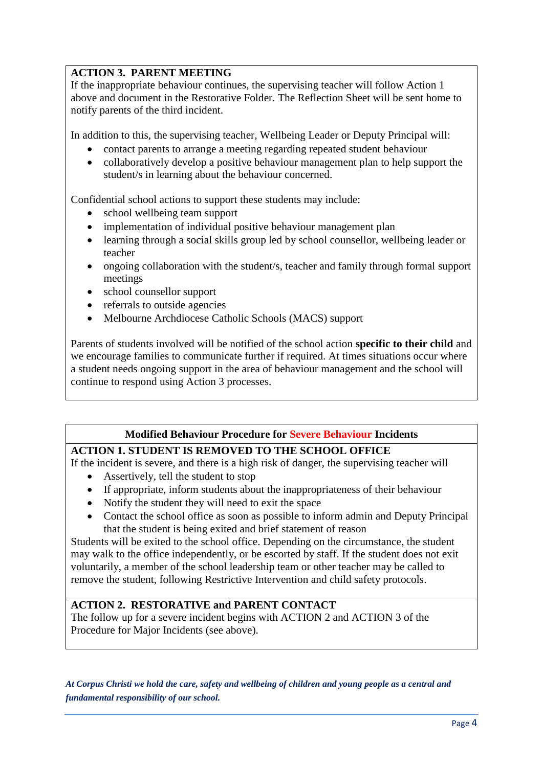**ACTION 3. PARENT MEETING**

If the inappropriate behaviour continues, the supervising teacher will follow Action 1 above and document in the Restorative Folder. The Reflection Sheet will be sent home to notify parents of the third incident.

In addition to this, the supervising teacher, Wellbeing Leader or Deputy Principal will:

- contact parents to arrange a meeting regarding repeated student behaviour
- collaboratively develop a positive behaviour management plan to help support the student/s in learning about the behaviour concerned.

Confidential school actions to support these students may include:

- school wellbeing team support
- implementation of individual positive behaviour management plan
- learning through a social skills group led by school counsellor, wellbeing leader or teacher
- ongoing collaboration with the student/s, teacher and family through formal support meetings
- school counsellor support
- referrals to outside agencies
- Melbourne Archdiocese Catholic Schools (MACS) support

Parents of students involved will be notified of the school action **specific to their child** and we encourage families to communicate further if required. At times situations occur where a student needs ongoing support in the area of behaviour management and the school will continue to respond using Action 3 processes.

## Modified Behaviour Procedure for Severe Behaviour Incidents

**ACTION 1. STUDENT IS REMOVED TO THE SCHOOL OFFICE**

If the incident is severe, and there is a high risk of danger, the supervising teacher will

- Assertively, tell the student to stop
- If appropriate, inform students about the inappropriateness of their behaviour
- Notify the student they will need to exit the space
- Contact the school office as soon as possible to inform admin and Deputy Principal that the student is being exited and brief statement of reason

Students will be exited to the school office. Depending on the circumstance, the student may walk to the office independently, or be escorted by staff. If the student does not exit voluntarily, a member of the school leadership team or other teacher may be called to remove the student, following Restrictive Intervention and child safety protocols.

**ACTION 2. RESTORATIVE and PARENT CONTACT**

The follow up for a severe incident begins with ACTION 2 and ACTION 3 of the Procedure for Major Incidents (see above).

***At Corpus Christi we hold the care, safety and wellbeing of children and young people as a central and fundamental responsibility of our school.***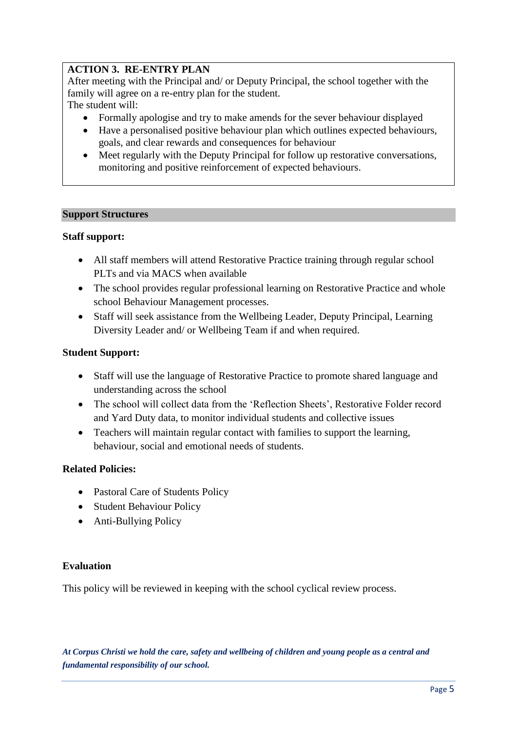**ACTION 3. RE-ENTRY PLAN**

After meeting with the Principal and/ or Deputy Principal, the school together with the family will agree on a re-entry plan for the student.

The student will:

- Formally apologise and try to make amends for the sever behaviour displayed
- Have a personalised positive behaviour plan which outlines expected behaviours, goals, and clear rewards and consequences for behaviour
- Meet regularly with the Deputy Principal for follow up restorative conversations, monitoring and positive reinforcement of expected behaviours.

## Support Structures

**Staff support:**

- All staff members will attend Restorative Practice training through regular school PLTs and via MACS when available
- The school provides regular professional learning on Restorative Practice and whole school Behaviour Management processes.
- Staff will seek assistance from the Wellbeing Leader, Deputy Principal, Learning Diversity Leader and/ or Wellbeing Team if and when required.

**Student Support:**

- Staff will use the language of Restorative Practice to promote shared language and understanding across the school
- The school will collect data from the 'Reflection Sheets', Restorative Folder record and Yard Duty data, to monitor individual students and collective issues
- Teachers will maintain regular contact with families to support the learning, behaviour, social and emotional needs of students.

**Related Policies:**

- Pastoral Care of Students Policy
- Student Behaviour Policy
- Anti-Bullying Policy

**Evaluation**

This policy will be reviewed in keeping with the school cyclical review process.

***At Corpus Christi we hold the care, safety and wellbeing of children and young people as a central and fundamental responsibility of our school.***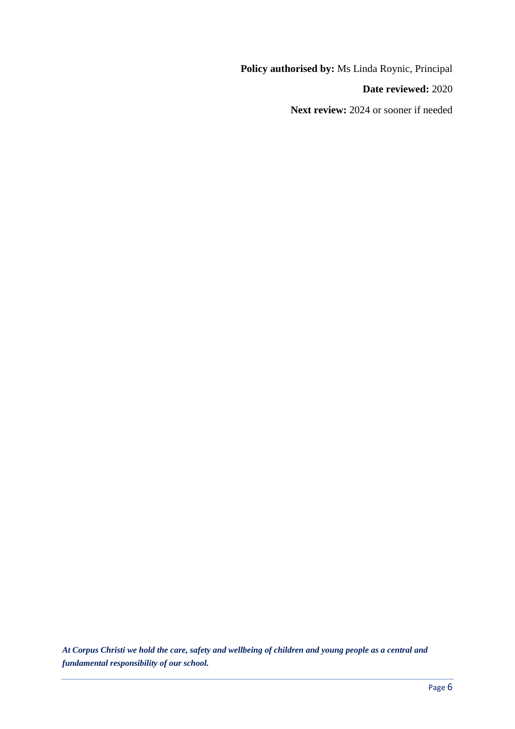**Policy authorised by:** Ms Linda Roynic, Principal

**Date reviewed:** 2020

**Next review:** 2024 or sooner if needed